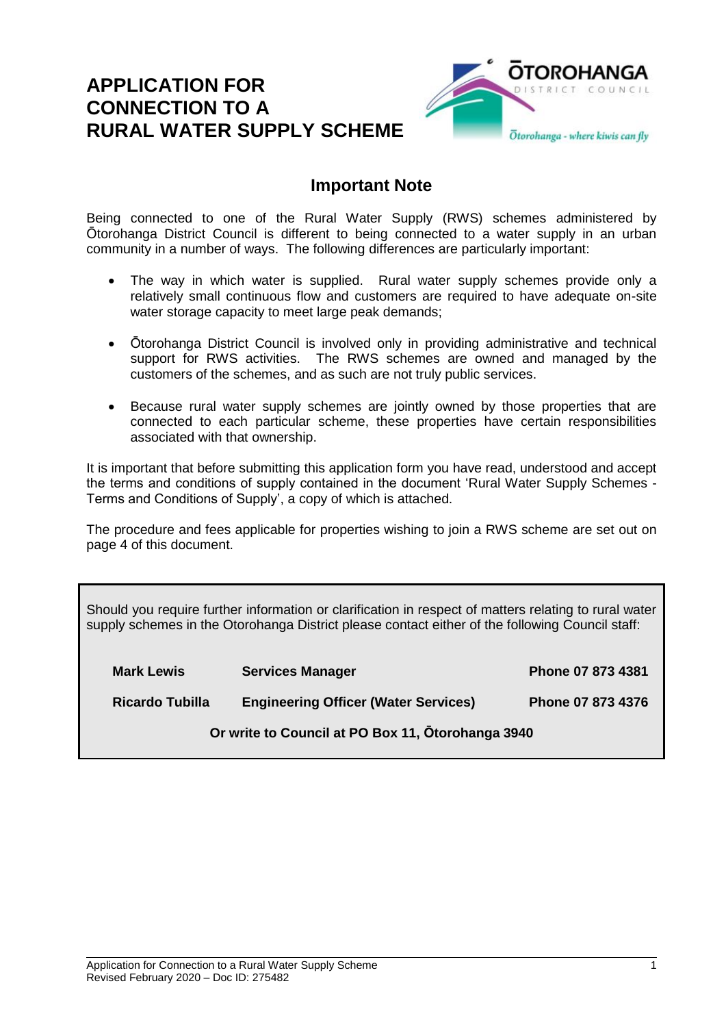# APPLICATION FOR CONNECTION TO A RURAL WATER SUPPLY SCHEME

## Important Note

Being connected to one of the Rural Water Supply (RWS) schemes administered by Ōtorohanga District Council is different to being connected to a water supply in an urban community in a number of ways. The following differences are particularly important:

- The way in which water is supplied. Rural water supply schemes provide only a relatively small continuous flow and customers are required to have adequate on-site water storage capacity to meet large peak demands;
- Ōtorohanga District Council is involved only in providing administrative and technical support for RWS activities. The RWS schemes are owned and managed by the customers of the schemes, and as such are not truly public services.
- Because rural water supply schemes are jointly owned by those properties that are connected to each particular scheme, these properties have certain responsibilities associated with that ownership.

It is important that before submitting this application form you have read, understood and accept the terms and conditions of supply contained in the document 'Rural Water Supply Schemes - Terms and Conditions of Supply', a copy of which is attached.

The procedure and fees applicable for properties wishing to join a RWS scheme are set out on page 4 of this document.

Should you require further information or clarification in respect of matters relating to rural water supply schemes in the Otorohanga District please contact either of the following Council staff:

| | | |
|---|---|---|
| **Mark Lewis** | **Services Manager** | **Phone 07 873 4381** |
| **Ricardo Tubilla** | **Engineering Officer (Water Services)** | **Phone 07 873 4376** |

**Or write to Council at PO Box 11, Ōtorohanga 3940**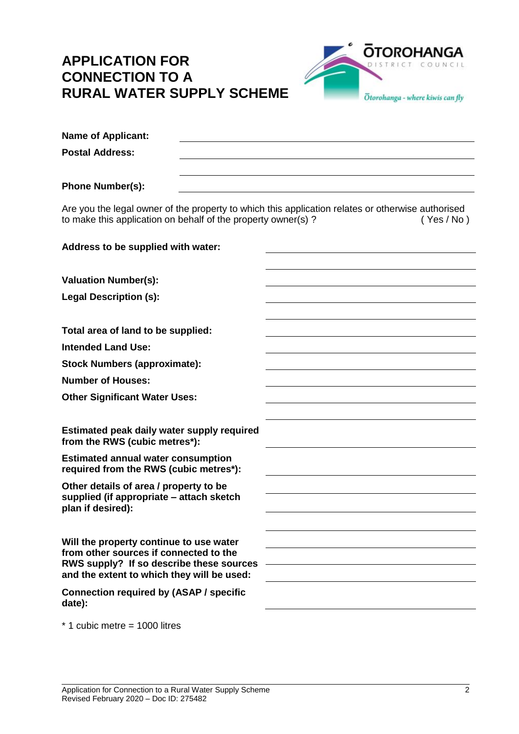# APPLICATION FOR CONNECTION TO A RURAL WATER SUPPLY SCHEME

**Name of Applicant:** ______________________________

**Postal Address:** ______________________________

______________________________

**Phone Number(s):** ______________________________

Are you the legal owner of the property to which this application relates or otherwise authorised to make this application on behalf of the property owner(s) ? ( Yes / No )

**Address to be supplied with water:** ______________________________

______________________________

**Valuation Number(s):** ______________________________

**Legal Description (s):** ______________________________

______________________________

**Total area of land to be supplied:** ______________________________

**Intended Land Use:** ______________________________

**Stock Numbers (approximate):** ______________________________

**Number of Houses:** ______________________________

**Other Significant Water Uses:** ______________________________

______________________________

**Estimated peak daily water supply required from the RWS (cubic metres\*):** ______________________________

**Estimated annual water consumption required from the RWS (cubic metres\*):** ______________________________

**Other details of area / property to be supplied (if appropriate – attach sketch plan if desired):** ______________________________

______________________________

______________________________

**Will the property continue to use water from other sources if connected to the RWS supply? If so describe these sources and the extent to which they will be used:** ______________________________

______________________________

______________________________

**Connection required by (ASAP / specific date):** ______________________________

\* 1 cubic metre = 1000 litres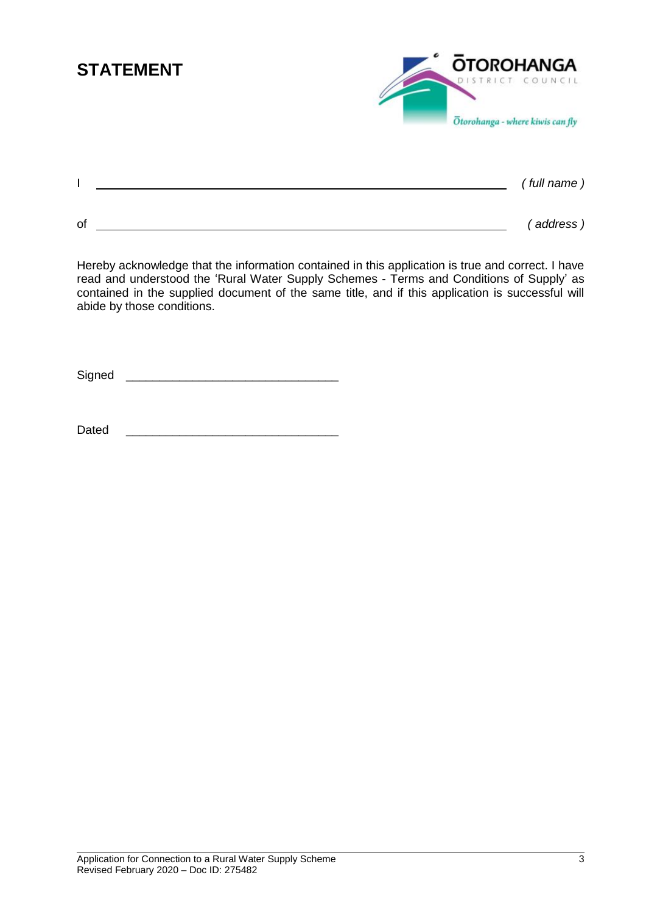# STATEMENT

I ______________________________________________ *( full name )*

of ______________________________________________ *( address )*

Hereby acknowledge that the information contained in this application is true and correct. I have read and understood the 'Rural Water Supply Schemes - Terms and Conditions of Supply' as contained in the supplied document of the same title, and if this application is successful will abide by those conditions.

Signed ________________________________

Dated ________________________________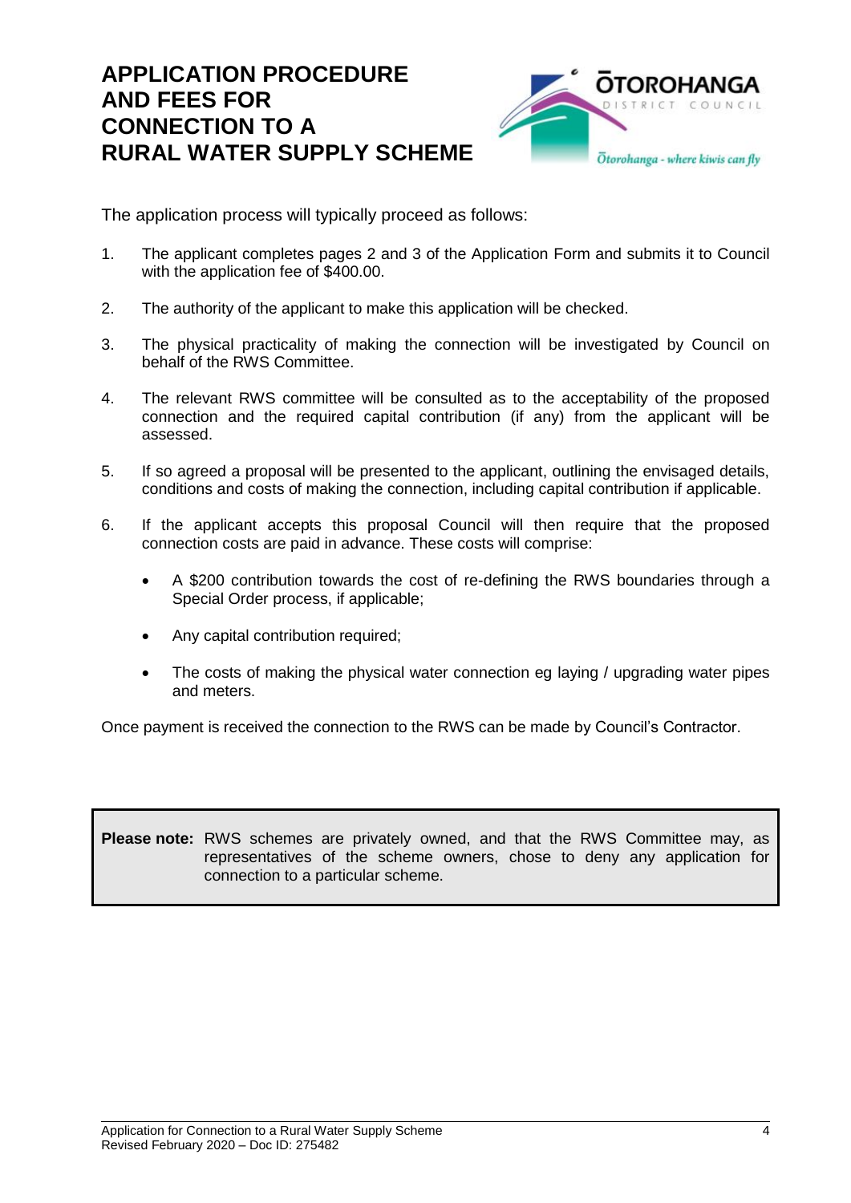# APPLICATION PROCEDURE AND FEES FOR CONNECTION TO A RURAL WATER SUPPLY SCHEME

The application process will typically proceed as follows:

1. The applicant completes pages 2 and 3 of the Application Form and submits it to Council with the application fee of $400.00.

2. The authority of the applicant to make this application will be checked.

3. The physical practicality of making the connection will be investigated by Council on behalf of the RWS Committee.

4. The relevant RWS committee will be consulted as to the acceptability of the proposed connection and the required capital contribution (if any) from the applicant will be assessed.

5. If so agreed a proposal will be presented to the applicant, outlining the envisaged details, conditions and costs of making the connection, including capital contribution if applicable.

6. If the applicant accepts this proposal Council will then require that the proposed connection costs are paid in advance. These costs will comprise:

   - A $200 contribution towards the cost of re-defining the RWS boundaries through a Special Order process, if applicable;
   - Any capital contribution required;
   - The costs of making the physical water connection eg laying / upgrading water pipes and meters.

Once payment is received the connection to the RWS can be made by Council's Contractor.

**Please note:** RWS schemes are privately owned, and that the RWS Committee may, as representatives of the scheme owners, chose to deny any application for connection to a particular scheme.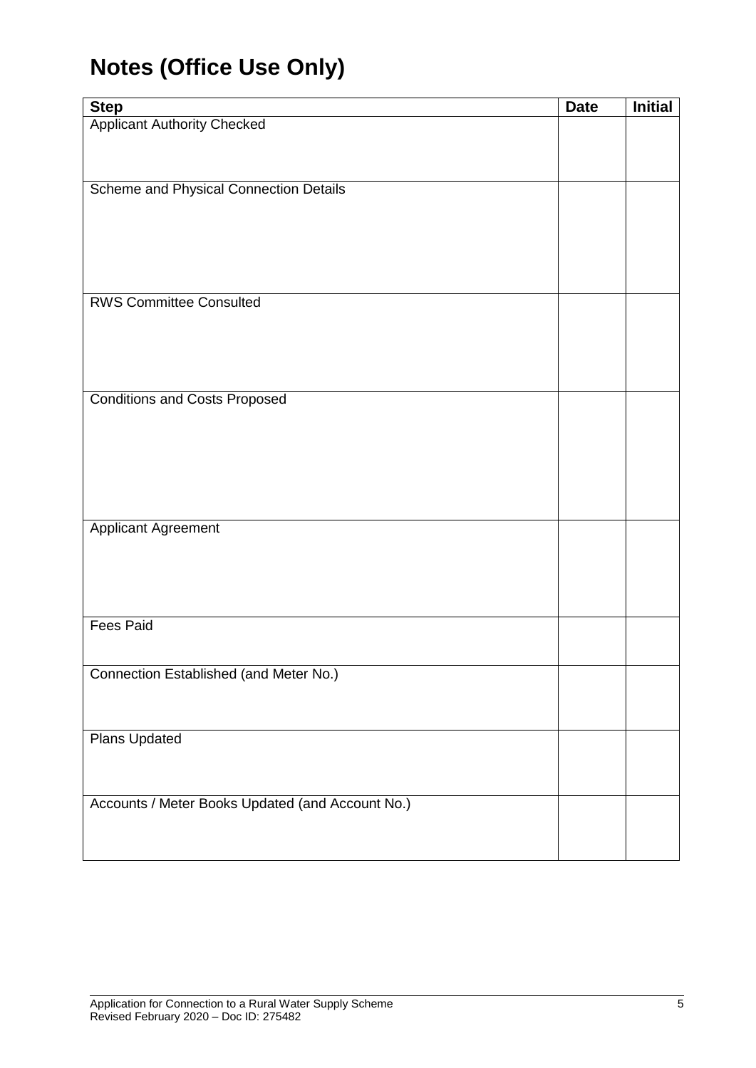# Notes (Office Use Only)

| Step | Date | Initial |
|---|---|---|
| Applicant Authority Checked | | |
| Scheme and Physical Connection Details | | |
| RWS Committee Consulted | | |
| Conditions and Costs Proposed | | |
| Applicant Agreement | | |
| Fees Paid | | |
| Connection Established (and Meter No.) | | |
| Plans Updated | | |
| Accounts / Meter Books Updated (and Account No.) | | |